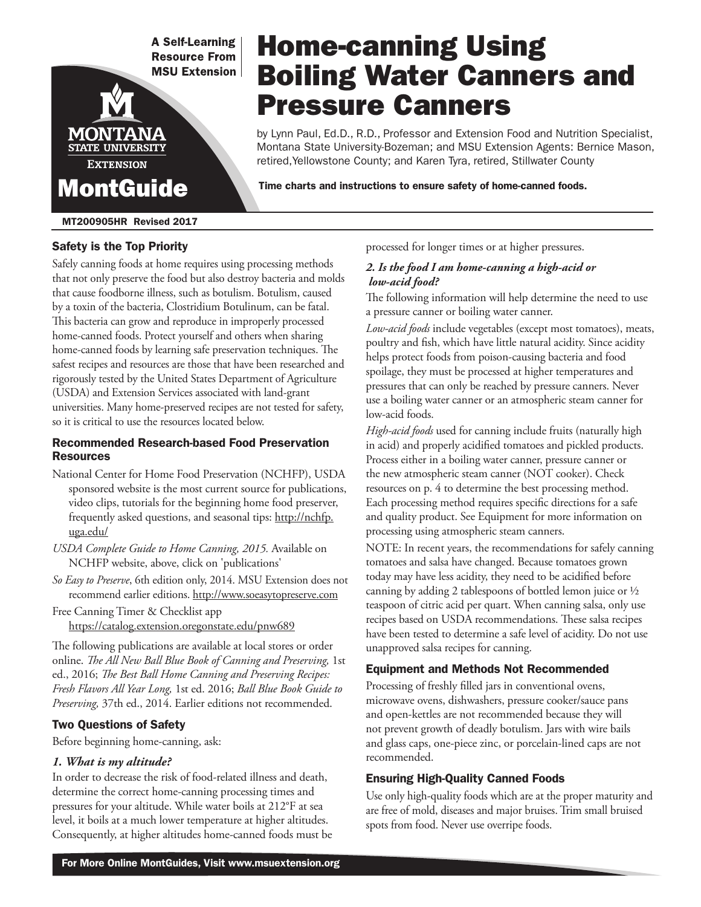A Self-Learning Resource From MSU Extension

MONTANA STATE UNIVERSITY EXTENSION

MontGuide

# Home-canning Using Boiling Water Canners and Pressure Canners

by Lynn Paul, Ed.D., R.D., Professor and Extension Food and Nutrition Specialist, Montana State University-Bozeman; and MSU Extension Agents: Bernice Mason, retired,Yellowstone County; and Karen Tyra, retired, Stillwater County

**Time charts and instructions to ensure safety of home-canned foods.**

**MT200905HR Revised 2017**

## Safety is the Top Priority

Safely canning foods at home requires using processing methods that not only preserve the food but also destroy bacteria and molds that cause foodborne illness, such as botulism. Botulism, caused by a toxin of the bacteria, Clostridium Botulinum, can be fatal. This bacteria can grow and reproduce in improperly processed home-canned foods. Protect yourself and others when sharing home-canned foods by learning safe preservation techniques. The safest recipes and resources are those that have been researched and rigorously tested by the United States Department of Agriculture (USDA) and Extension Services associated with land-grant universities. Many home-preserved recipes are not tested for safety, so it is critical to use the resources located below.

### Recommended Research-based Food Preservation Resources

National Center for Home Food Preservation (NCHFP), USDA sponsored website is the most current source for publications, video clips, tutorials for the beginning home food preserver, frequently asked questions, and seasonal tips: http://nchfp.uga.edu/

*USDA Complete Guide to Home Canning, 2015.* Available on NCHFP website, above, click on 'publications'

*So Easy to Preserve*, 6th edition only, 2014. MSU Extension does not recommend earlier editions. http://www.soeasytopreserve.com

Free Canning Timer & Checklist app https://catalog.extension.oregonstate.edu/pnw689

The following publications are available at local stores or order online. *The All New Ball Blue Book of Canning and Preserving,* 1st ed., 2016; *The Best Ball Home Canning and Preserving Recipes: Fresh Flavors All Year Long,* 1st ed. 2016; *Ball Blue Book Guide to Preserving,* 37th ed., 2014. Earlier editions not recommended.

### Two Questions of Safety

Before beginning home-canning, ask:

***1. What is my altitude?***

In order to decrease the risk of food-related illness and death, determine the correct home-canning processing times and pressures for your altitude. While water boils at 212°F at sea level, it boils at a much lower temperature at higher altitudes. Consequently, at higher altitudes home-canned foods must be processed for longer times or at higher pressures.

***2. Is the food I am home-canning a high-acid or low-acid food?***

The following information will help determine the need to use a pressure canner or boiling water canner.

*Low-acid foods* include vegetables (except most tomatoes), meats, poultry and fish, which have little natural acidity. Since acidity helps protect foods from poison-causing bacteria and food spoilage, they must be processed at higher temperatures and pressures that can only be reached by pressure canners. Never use a boiling water canner or an atmospheric steam canner for low-acid foods.

*High-acid foods* used for canning include fruits (naturally high in acid) and properly acidified tomatoes and pickled products. Process either in a boiling water canner, pressure canner or the new atmospheric steam canner (NOT cooker). Check resources on p. 4 to determine the best processing method. Each processing method requires specific directions for a safe and quality product. See Equipment for more information on processing using atmospheric steam canners.

NOTE: In recent years, the recommendations for safely canning tomatoes and salsa have changed. Because tomatoes grown today may have less acidity, they need to be acidified before canning by adding 2 tablespoons of bottled lemon juice or ½ teaspoon of citric acid per quart. When canning salsa, only use recipes based on USDA recommendations. These salsa recipes have been tested to determine a safe level of acidity. Do not use unapproved salsa recipes for canning.

### Equipment and Methods Not Recommended

Processing of freshly filled jars in conventional ovens, microwave ovens, dishwashers, pressure cooker/sauce pans and open-kettles are not recommended because they will not prevent growth of deadly botulism. Jars with wire bails and glass caps, one-piece zinc, or porcelain-lined caps are not recommended.

### Ensuring High-Quality Canned Foods

Use only high-quality foods which are at the proper maturity and are free of mold, diseases and major bruises. Trim small bruised spots from food. Never use overripe foods.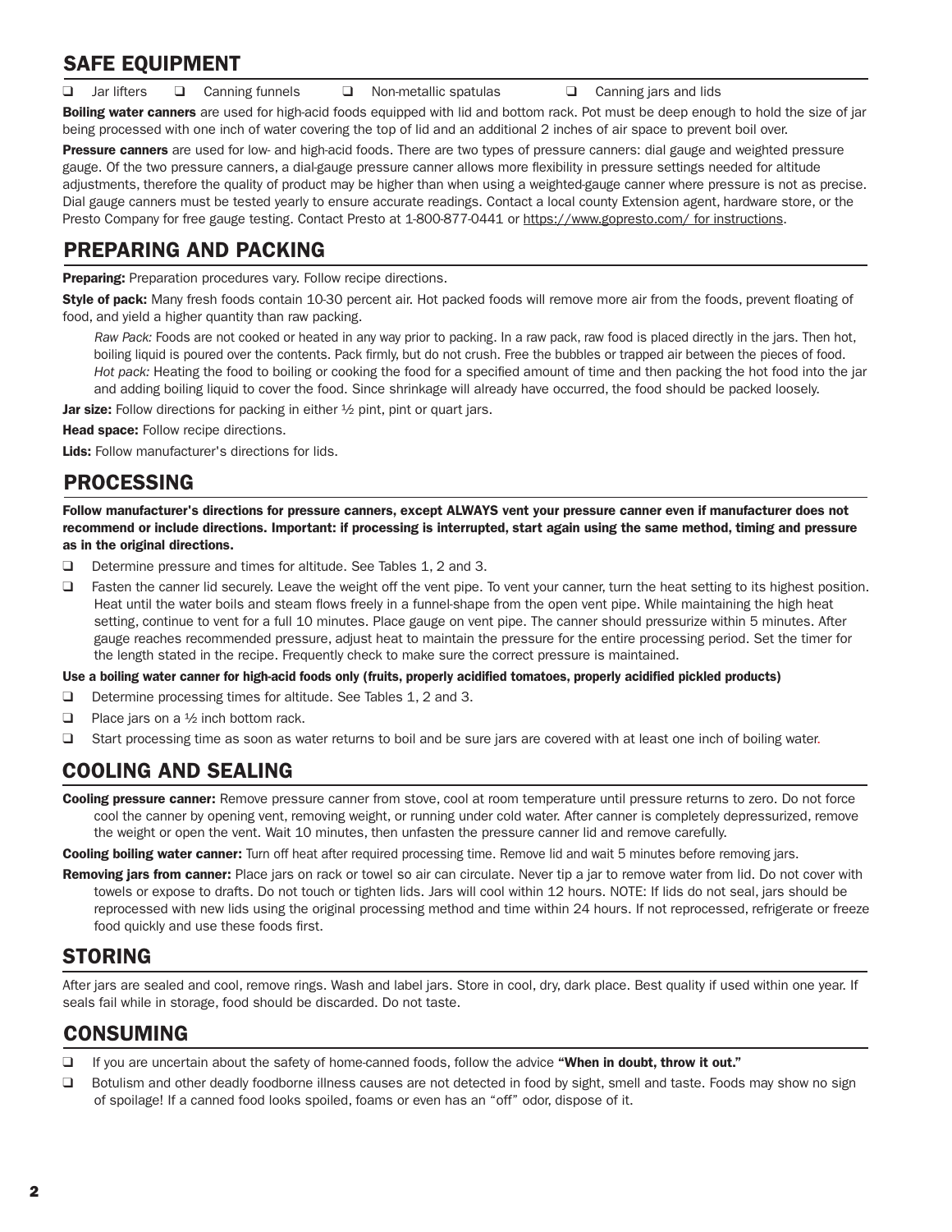## SAFE EQUIPMENT

- ❑ Jar lifters ❑ Canning funnels ❑ Non-metallic spatulas ❑ Canning jars and lids

**Boiling water canners** are used for high-acid foods equipped with lid and bottom rack. Pot must be deep enough to hold the size of jar being processed with one inch of water covering the top of lid and an additional 2 inches of air space to prevent boil over.

**Pressure canners** are used for low- and high-acid foods. There are two types of pressure canners: dial gauge and weighted pressure gauge. Of the two pressure canners, a dial-gauge pressure canner allows more flexibility in pressure settings needed for altitude adjustments, therefore the quality of product may be higher than when using a weighted-gauge canner where pressure is not as precise. Dial gauge canners must be tested yearly to ensure accurate readings. Contact a local county Extension agent, hardware store, or the Presto Company for free gauge testing. Contact Presto at 1-800-877-0441 or https://www.gopresto.com/ for instructions.

## PREPARING AND PACKING

**Preparing:** Preparation procedures vary. Follow recipe directions.

**Style of pack:** Many fresh foods contain 10-30 percent air. Hot packed foods will remove more air from the foods, prevent floating of food, and yield a higher quantity than raw packing.

*Raw Pack:* Foods are not cooked or heated in any way prior to packing. In a raw pack, raw food is placed directly in the jars. Then hot, boiling liquid is poured over the contents. Pack firmly, but do not crush. Free the bubbles or trapped air between the pieces of food.
*Hot pack:* Heating the food to boiling or cooking the food for a specified amount of time and then packing the hot food into the jar and adding boiling liquid to cover the food. Since shrinkage will already have occurred, the food should be packed loosely.

**Jar size:** Follow directions for packing in either ½ pint, pint or quart jars.

**Head space:** Follow recipe directions.

**Lids:** Follow manufacturer's directions for lids.

## PROCESSING

**Follow manufacturer's directions for pressure canners, except ALWAYS vent your pressure canner even if manufacturer does not recommend or include directions. Important: if processing is interrupted, start again using the same method, timing and pressure as in the original directions.**

- ❑ Determine pressure and times for altitude. See Tables 1, 2 and 3.
- ❑ Fasten the canner lid securely. Leave the weight off the vent pipe. To vent your canner, turn the heat setting to its highest position. Heat until the water boils and steam flows freely in a funnel-shape from the open vent pipe. While maintaining the high heat setting, continue to vent for a full 10 minutes. Place gauge on vent pipe. The canner should pressurize within 5 minutes. After gauge reaches recommended pressure, adjust heat to maintain the pressure for the entire processing period. Set the timer for the length stated in the recipe. Frequently check to make sure the correct pressure is maintained.

**Use a boiling water canner for high-acid foods only (fruits, properly acidified tomatoes, properly acidified pickled products)**

- ❑ Determine processing times for altitude. See Tables 1, 2 and 3.
- ❑ Place jars on a ½ inch bottom rack.
- ❑ Start processing time as soon as water returns to boil and be sure jars are covered with at least one inch of boiling water.

## COOLING AND SEALING

**Cooling pressure canner:** Remove pressure canner from stove, cool at room temperature until pressure returns to zero. Do not force cool the canner by opening vent, removing weight, or running under cold water. After canner is completely depressurized, remove the weight or open the vent. Wait 10 minutes, then unfasten the pressure canner lid and remove carefully.

**Cooling boiling water canner:** Turn off heat after required processing time. Remove lid and wait 5 minutes before removing jars.

**Removing jars from canner:** Place jars on rack or towel so air can circulate. Never tip a jar to remove water from lid. Do not cover with towels or expose to drafts. Do not touch or tighten lids. Jars will cool within 12 hours. NOTE: If lids do not seal, jars should be reprocessed with new lids using the original processing method and time within 24 hours. If not reprocessed, refrigerate or freeze food quickly and use these foods first.

## STORING

After jars are sealed and cool, remove rings. Wash and label jars. Store in cool, dry, dark place. Best quality if used within one year. If seals fail while in storage, food should be discarded. Do not taste.

## CONSUMING

- ❑ If you are uncertain about the safety of home-canned foods, follow the advice **"When in doubt, throw it out."**
- ❑ Botulism and other deadly foodborne illness causes are not detected in food by sight, smell and taste. Foods may show no sign of spoilage! If a canned food looks spoiled, foams or even has an "off" odor, dispose of it.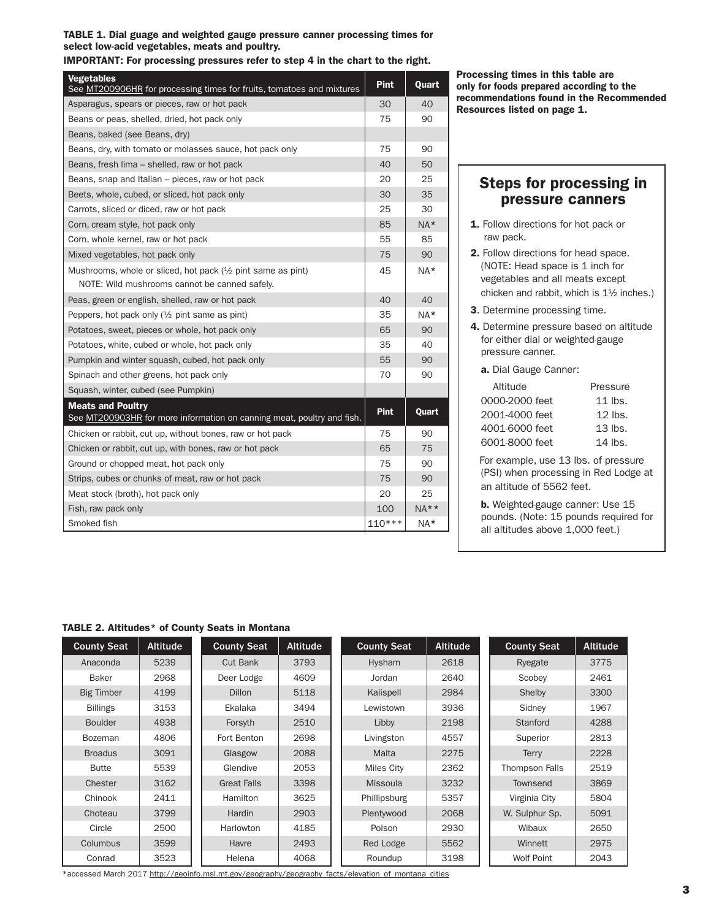**TABLE 1. Dial guage and weighted gauge pressure canner processing times for select low-acid vegetables, meats and poultry.**

**IMPORTANT: For processing pressures refer to step 4 in the chart to the right.**

| **Vegetables** See MT200906HR for processing times for fruits, tomatoes and mixtures | **Pint** | **Quart** |
|---|---|---|
| Asparagus, spears or pieces, raw or hot pack | 30 | 40 |
| Beans or peas, shelled, dried, hot pack only | 75 | 90 |
| Beans, baked (see Beans, dry) | | |
| Beans, dry, with tomato or molasses sauce, hot pack only | 75 | 90 |
| Beans, fresh lima – shelled, raw or hot pack | 40 | 50 |
| Beans, snap and Italian – pieces, raw or hot pack | 20 | 25 |
| Beets, whole, cubed, or sliced, hot pack only | 30 | 35 |
| Carrots, sliced or diced, raw or hot pack | 25 | 30 |
| Corn, cream style, hot pack only | 85 | NA* |
| Corn, whole kernel, raw or hot pack | 55 | 85 |
| Mixed vegetables, hot pack only | 75 | 90 |
| Mushrooms, whole or sliced, hot pack (½ pint same as pint) NOTE: Wild mushrooms cannot be canned safely. | 45 | NA* |
| Peas, green or english, shelled, raw or hot pack | 40 | 40 |
| Peppers, hot pack only (½ pint same as pint) | 35 | NA* |
| Potatoes, sweet, pieces or whole, hot pack only | 65 | 90 |
| Potatoes, white, cubed or whole, hot pack only | 35 | 40 |
| Pumpkin and winter squash, cubed, hot pack only | 55 | 90 |
| Spinach and other greens, hot pack only | 70 | 90 |
| Squash, winter, cubed (see Pumpkin) | | |
| **Meats and Poultry** See MT200903HR for more information on canning meat, poultry and fish. | **Pint** | **Quart** |
| Chicken or rabbit, cut up, without bones, raw or hot pack | 75 | 90 |
| Chicken or rabbit, cut up, with bones, raw or hot pack | 65 | 75 |
| Ground or chopped meat, hot pack only | 75 | 90 |
| Strips, cubes or chunks of meat, raw or hot pack | 75 | 90 |
| Meat stock (broth), hot pack only | 20 | 25 |
| Fish, raw pack only | 100 | NA** |
| Smoked fish | 110*** | NA* |

**Processing times in this table are only for foods prepared according to the recommendations found in the Recommended Resources listed on page 1.**

## Steps for processing in pressure canners

1. Follow directions for hot pack or raw pack.
2. Follow directions for head space. (NOTE: Head space is 1 inch for vegetables and all meats except chicken and rabbit, which is 1½ inches.)
3. Determine processing time.
4. Determine pressure based on altitude for either dial or weighted-gauge pressure canner.

   **a.** Dial Gauge Canner:

   | Altitude | Pressure |
   |---|---|
   | 0000-2000 feet | 11 lbs. |
   | 2001-4000 feet | 12 lbs. |
   | 4001-6000 feet | 13 lbs. |
   | 6001-8000 feet | 14 lbs. |

   For example, use 13 lbs. of pressure (PSI) when processing in Red Lodge at an altitude of 5562 feet.

   **b.** Weighted-gauge canner: Use 15 pounds. (Note: 15 pounds required for all altitudes above 1,000 feet.)

**TABLE 2. Altitudes* of County Seats in Montana**

| County Seat | Altitude | County Seat | Altitude | County Seat | Altitude | County Seat | Altitude |
|---|---|---|---|---|---|---|---|
| Anaconda | 5239 | Cut Bank | 3793 | Hysham | 2618 | Ryegate | 3775 |
| Baker | 2968 | Deer Lodge | 4609 | Jordan | 2640 | Scobey | 2461 |
| Big Timber | 4199 | Dillon | 5118 | Kalispell | 2984 | Shelby | 3300 |
| Billings | 3153 | Ekalaka | 3494 | Lewistown | 3936 | Sidney | 1967 |
| Boulder | 4938 | Forsyth | 2510 | Libby | 2198 | Stanford | 4288 |
| Bozeman | 4806 | Fort Benton | 2698 | Livingston | 4557 | Superior | 2813 |
| Broadus | 3091 | Glasgow | 2088 | Malta | 2275 | Terry | 2228 |
| Butte | 5539 | Glendive | 2053 | Miles City | 2362 | Thompson Falls | 2519 |
| Chester | 3162 | Great Falls | 3398 | Missoula | 3232 | Townsend | 3869 |
| Chinook | 2411 | Hamilton | 3625 | Phillipsburg | 5357 | Virginia City | 5804 |
| Choteau | 3799 | Hardin | 2903 | Plentywood | 2068 | W. Sulphur Sp. | 5091 |
| Circle | 2500 | Harlowton | 4185 | Polson | 2930 | Wibaux | 2650 |
| Columbus | 3599 | Havre | 2493 | Red Lodge | 5562 | Winnett | 2975 |
| Conrad | 3523 | Helena | 4068 | Roundup | 3198 | Wolf Point | 2043 |

*accessed March 2017 http://geoinfo.msl.mt.gov/geography/geography_facts/elevation_of_montana_cities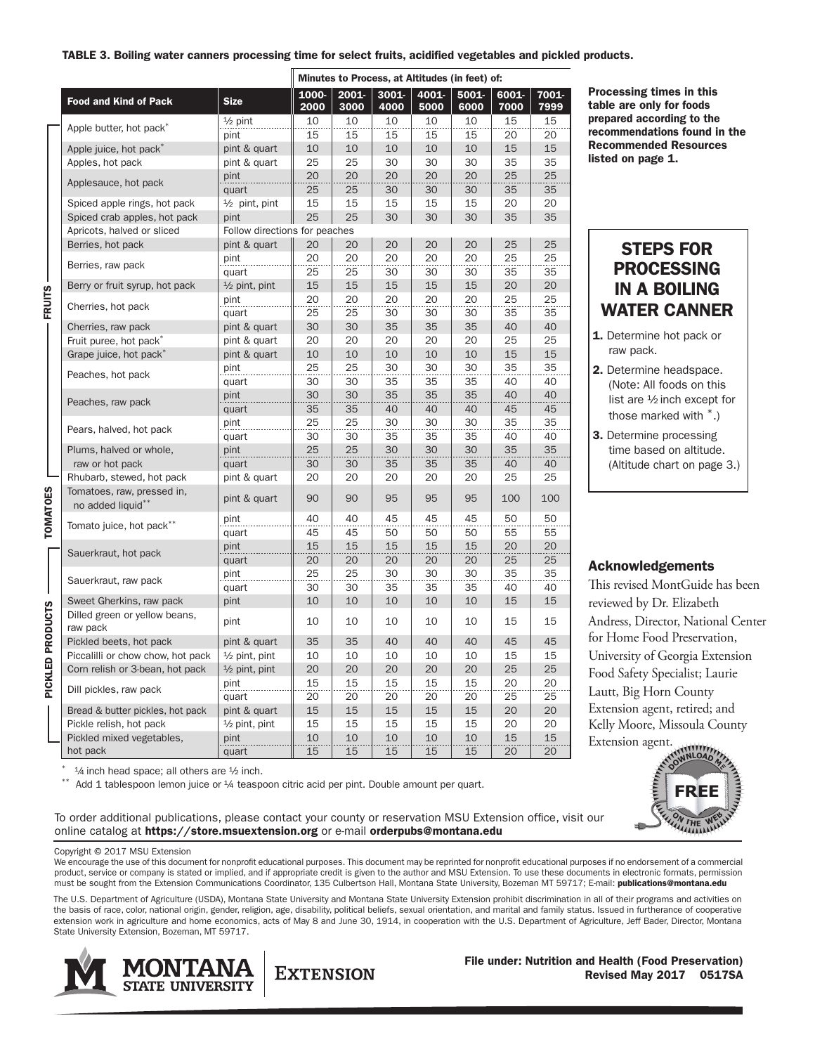**TABLE 3. Boiling water canners processing time for select fruits, acidified vegetables and pickled products.**

| | Food and Kind of Pack | Size | Minutes to Process, at Altitudes (in feet) of: 1000-2000 | 2001-3000 | 3001-4000 | 4001-5000 | 5001-6000 | 6001-7000 | 7001-7999 |
|---|---|---|---|---|---|---|---|---|---|
| FRUITS | Apple butter, hot pack* | ½ pint | 10 | 10 | 10 | 10 | 10 | 15 | 15 |
| | | pint | 15 | 15 | 15 | 15 | 15 | 20 | 20 |
| | Apple juice, hot pack* | pint & quart | 10 | 10 | 10 | 10 | 10 | 15 | 15 |
| | Apples, hot pack | pint & quart | 25 | 25 | 30 | 30 | 30 | 35 | 35 |
| | Applesauce, hot pack | pint | 20 | 20 | 20 | 20 | 20 | 25 | 25 |
| | | quart | 25 | 25 | 30 | 30 | 30 | 35 | 35 |
| | Spiced apple rings, hot pack | ½ pint, pint | 15 | 15 | 15 | 15 | 15 | 20 | 20 |
| | Spiced crab apples, hot pack | pint | 25 | 25 | 30 | 30 | 30 | 35 | 35 |
| | Apricots, halved or sliced | Follow directions for peaches | | | | | | | |
| | Berries, hot pack | pint & quart | 20 | 20 | 20 | 20 | 20 | 25 | 25 |
| | Berries, raw pack | pint | 20 | 20 | 20 | 20 | 20 | 25 | 25 |
| | | quart | 25 | 25 | 30 | 30 | 30 | 35 | 35 |
| | Berry or fruit syrup, hot pack | ½ pint, pint | 15 | 15 | 15 | 15 | 15 | 20 | 20 |
| | Cherries, hot pack | pint | 20 | 20 | 20 | 20 | 20 | 25 | 25 |
| | | quart | 25 | 25 | 30 | 30 | 30 | 35 | 35 |
| | Cherries, raw pack | pint & quart | 30 | 30 | 35 | 35 | 35 | 40 | 40 |
| | Fruit puree, hot pack* | pint & quart | 20 | 20 | 20 | 20 | 20 | 25 | 25 |
| | Grape juice, hot pack* | pint & quart | 10 | 10 | 10 | 10 | 10 | 15 | 15 |
| | Peaches, hot pack | pint | 25 | 25 | 30 | 30 | 30 | 35 | 35 |
| | | quart | 30 | 30 | 35 | 35 | 35 | 40 | 40 |
| | Peaches, raw pack | pint | 30 | 30 | 35 | 35 | 35 | 40 | 40 |
| | | quart | 35 | 35 | 40 | 40 | 40 | 45 | 45 |
| | Pears, halved, hot pack | pint | 25 | 25 | 30 | 30 | 30 | 35 | 35 |
| | | quart | 30 | 30 | 35 | 35 | 35 | 40 | 40 |
| | Plums, halved or whole, raw or hot pack | pint | 25 | 25 | 30 | 30 | 30 | 35 | 35 |
| | | quart | 30 | 30 | 35 | 35 | 35 | 40 | 40 |
| | Rhubarb, stewed, hot pack | pint & quart | 20 | 20 | 20 | 20 | 20 | 25 | 25 |
| TOMATOES | Tomatoes, raw, pressed in, no added liquid** | pint & quart | 90 | 90 | 95 | 95 | 95 | 100 | 100 |
| | Tomato juice, hot pack** | pint | 40 | 40 | 45 | 45 | 45 | 50 | 50 |
| | | quart | 45 | 45 | 50 | 50 | 50 | 55 | 55 |
| PICKLED PRODUCTS | Sauerkraut, hot pack | pint | 15 | 15 | 15 | 15 | 15 | 20 | 20 |
| | | quart | 20 | 20 | 20 | 20 | 20 | 25 | 25 |
| | Sauerkraut, raw pack | pint | 25 | 25 | 30 | 30 | 30 | 35 | 35 |
| | | quart | 30 | 30 | 35 | 35 | 35 | 40 | 40 |
| | Sweet Gherkins, raw pack | pint | 10 | 10 | 10 | 10 | 10 | 15 | 15 |
| | Dilled green or yellow beans, raw pack | pint | 10 | 10 | 10 | 10 | 10 | 15 | 15 |
| | Pickled beets, hot pack | pint & quart | 35 | 35 | 40 | 40 | 40 | 45 | 45 |
| | Piccalilli or chow chow, hot pack | ½ pint, pint | 10 | 10 | 10 | 10 | 10 | 15 | 15 |
| | Corn relish or 3-bean, hot pack | ½ pint, pint | 20 | 20 | 20 | 20 | 20 | 25 | 25 |
| | Dill pickles, raw pack | pint | 15 | 15 | 15 | 15 | 15 | 20 | 20 |
| | | quart | 20 | 20 | 20 | 20 | 20 | 25 | 25 |
| | Bread & butter pickles, hot pack | pint & quart | 15 | 15 | 15 | 15 | 15 | 20 | 20 |
| | Pickle relish, hot pack | ½ pint, pint | 15 | 15 | 15 | 15 | 15 | 20 | 20 |
| | Pickled mixed vegetables, hot pack | pint | 10 | 10 | 10 | 10 | 10 | 15 | 15 |
| | | quart | 15 | 15 | 15 | 15 | 15 | 20 | 20 |

* ¼ inch head space; all others are ½ inch.

** Add 1 tablespoon lemon juice or ¼ teaspoon citric acid per pint. Double amount per quart.

**Processing times in this table are only for foods prepared according to the recommendations found in the Recommended Resources listed on page 1.**

## STEPS FOR PROCESSING IN A BOILING WATER CANNER

1. Determine hot pack or raw pack.
2. Determine headspace. (Note: All foods on this list are ½ inch except for those marked with *.)
3. Determine processing time based on altitude. (Altitude chart on page 3.)

### Acknowledgements

This revised MontGuide has been reviewed by Dr. Elizabeth Andress, Director, National Center for Home Food Preservation, University of Georgia Extension Food Safety Specialist; Laurie Lautt, Big Horn County Extension agent, retired; and Kelly Moore, Missoula County Extension agent.

DOWNLOAD ME FREE ON THE WEB

To order additional publications, please contact your county or reservation MSU Extension office, visit our online catalog at **https://store.msuextension.org** or e-mail **orderpubs@montana.edu**

Copyright © 2017 MSU Extension

We encourage the use of this document for nonprofit educational purposes. This document may be reprinted for nonprofit educational purposes if no endorsement of a commercial product, service or company is stated or implied, and if appropriate credit is given to the author and MSU Extension. To use these documents in electronic formats, permission must be sought from the Extension Communications Coordinator, 135 Culbertson Hall, Montana State University, Bozeman MT 59717; E-mail: **publications@montana.edu**

The U.S. Department of Agriculture (USDA), Montana State University and Montana State University Extension prohibit discrimination in all of their programs and activities on the basis of race, color, national origin, gender, religion, age, disability, political beliefs, sexual orientation, and marital and family status. Issued in furtherance of cooperative extension work in agriculture and home economics, acts of May 8 and June 30, 1914, in cooperation with the U.S. Department of Agriculture, Jeff Bader, Director, Montana State University Extension, Bozeman, MT 59717.

MONTANA STATE UNIVERSITY EXTENSION

**File under: Nutrition and Health (Food Preservation)**
**Revised May 2017 0517SA**